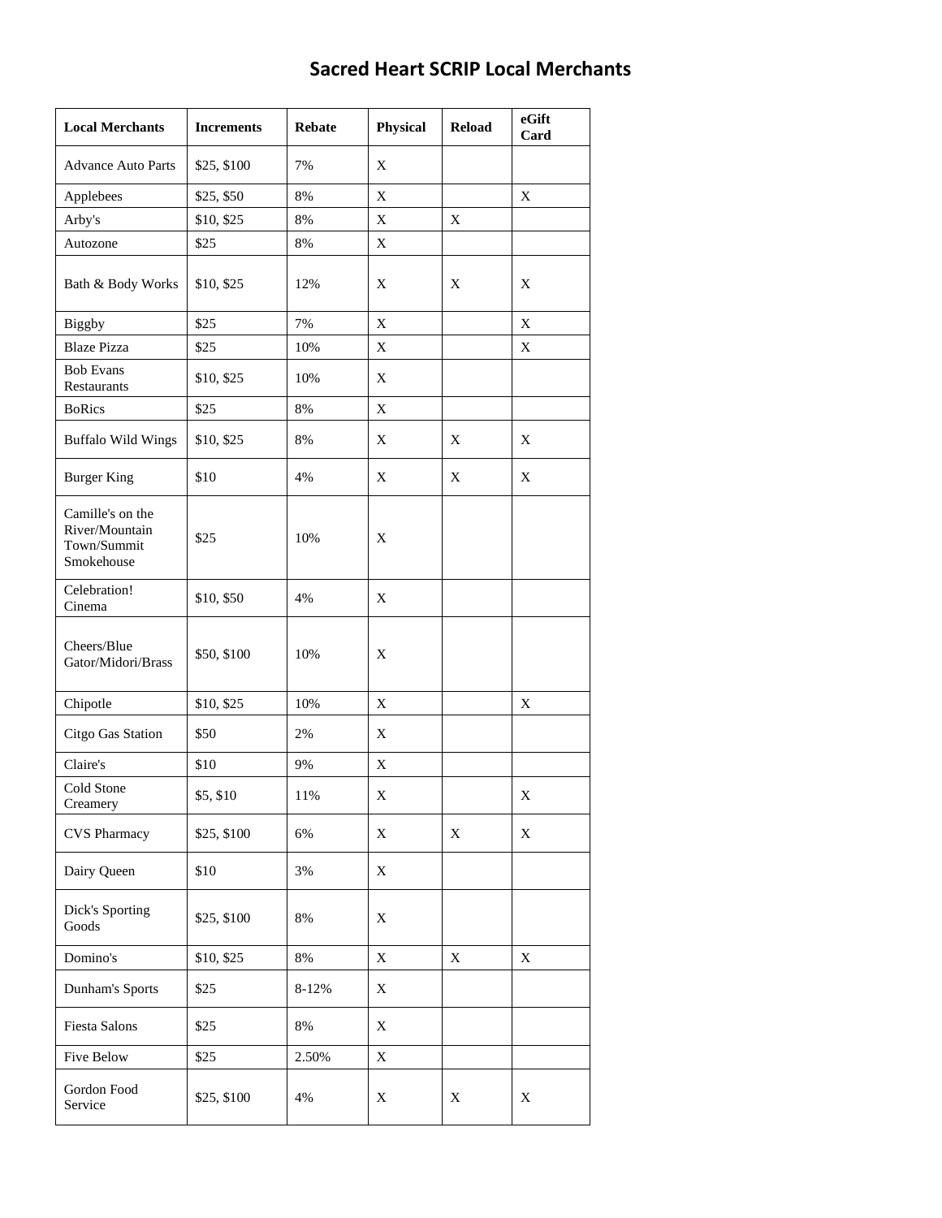# Sacred Heart SCRIP Local Merchants

| Local Merchants | Increments | Rebate | Physical | Reload | eGift Card |
|---|---|---|---|---|---|
| Advance Auto Parts | $25, $100 | 7% | X | | |
| Applebees | $25, $50 | 8% | X | | X |
| Arby's | $10, $25 | 8% | X | X | |
| Autozone | $25 | 8% | X | | |
| Bath & Body Works | $10, $25 | 12% | X | X | X |
| Biggby | $25 | 7% | X | | X |
| Blaze Pizza | $25 | 10% | X | | X |
| Bob Evans Restaurants | $10, $25 | 10% | X | | |
| BoRics | $25 | 8% | X | | |
| Buffalo Wild Wings | $10, $25 | 8% | X | X | X |
| Burger King | $10 | 4% | X | X | X |
| Camille's on the River/Mountain Town/Summit Smokehouse | $25 | 10% | X | | |
| Celebration! Cinema | $10, $50 | 4% | X | | |
| Cheers/Blue Gator/Midori/Brass | $50, $100 | 10% | X | | |
| Chipotle | $10, $25 | 10% | X | | X |
| Citgo Gas Station | $50 | 2% | X | | |
| Claire's | $10 | 9% | X | | |
| Cold Stone Creamery | $5, $10 | 11% | X | | X |
| CVS Pharmacy | $25, $100 | 6% | X | X | X |
| Dairy Queen | $10 | 3% | X | | |
| Dick's Sporting Goods | $25, $100 | 8% | X | | |
| Domino's | $10, $25 | 8% | X | X | X |
| Dunham's Sports | $25 | 8-12% | X | | |
| Fiesta Salons | $25 | 8% | X | | |
| Five Below | $25 | 2.50% | X | | |
| Gordon Food Service | $25, $100 | 4% | X | X | X |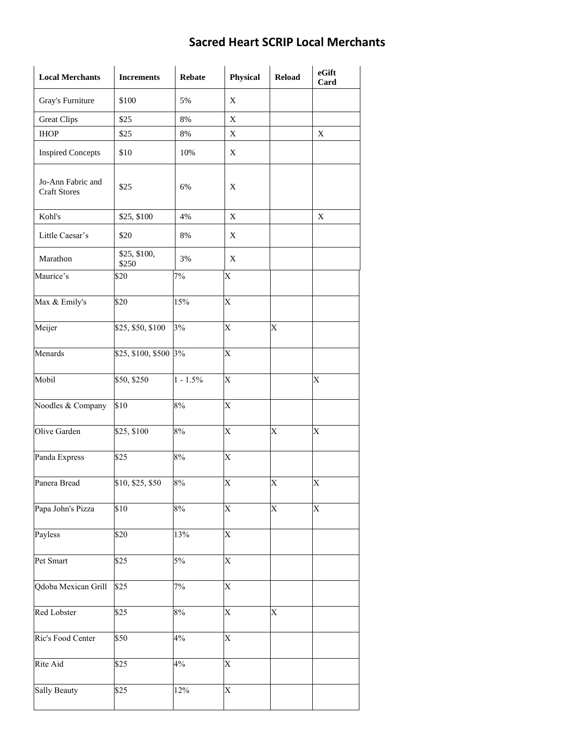# Sacred Heart SCRIP Local Merchants

| Local Merchants | Increments | Rebate | Physical | Reload | eGift Card |
|---|---|---|---|---|---|
| Gray's Furniture | $100 | 5% | X | | |
| Great Clips | $25 | 8% | X | | |
| IHOP | $25 | 8% | X | | X |
| Inspired Concepts | $10 | 10% | X | | |
| Jo-Ann Fabric and Craft Stores | $25 | 6% | X | | |
| Kohl's | $25, $100 | 4% | X | | X |
| Little Caesar's | $20 | 8% | X | | |
| Marathon | $25, $100, $250 | 3% | X | | |
| Maurice's | $20 | 7% | X | | |
| Max & Emily's | $20 | 15% | X | | |
| Meijer | $25, $50, $100 | 3% | X | X | |
| Menards | $25, $100, $500 | 3% | X | | |
| Mobil | $50, $250 | 1 - 1.5% | X | | X |
| Noodles & Company | $10 | 8% | X | | |
| Olive Garden | $25, $100 | 8% | X | X | X |
| Panda Express | $25 | 8% | X | | |
| Panera Bread | $10, $25, $50 | 8% | X | X | X |
| Papa John's Pizza | $10 | 8% | X | X | X |
| Payless | $20 | 13% | X | | |
| Pet Smart | $25 | 5% | X | | |
| Qdoba Mexican Grill | $25 | 7% | X | | |
| Red Lobster | $25 | 8% | X | X | |
| Ric's Food Center | $50 | 4% | X | | |
| Rite Aid | $25 | 4% | X | | |
| Sally Beauty | $25 | 12% | X | | |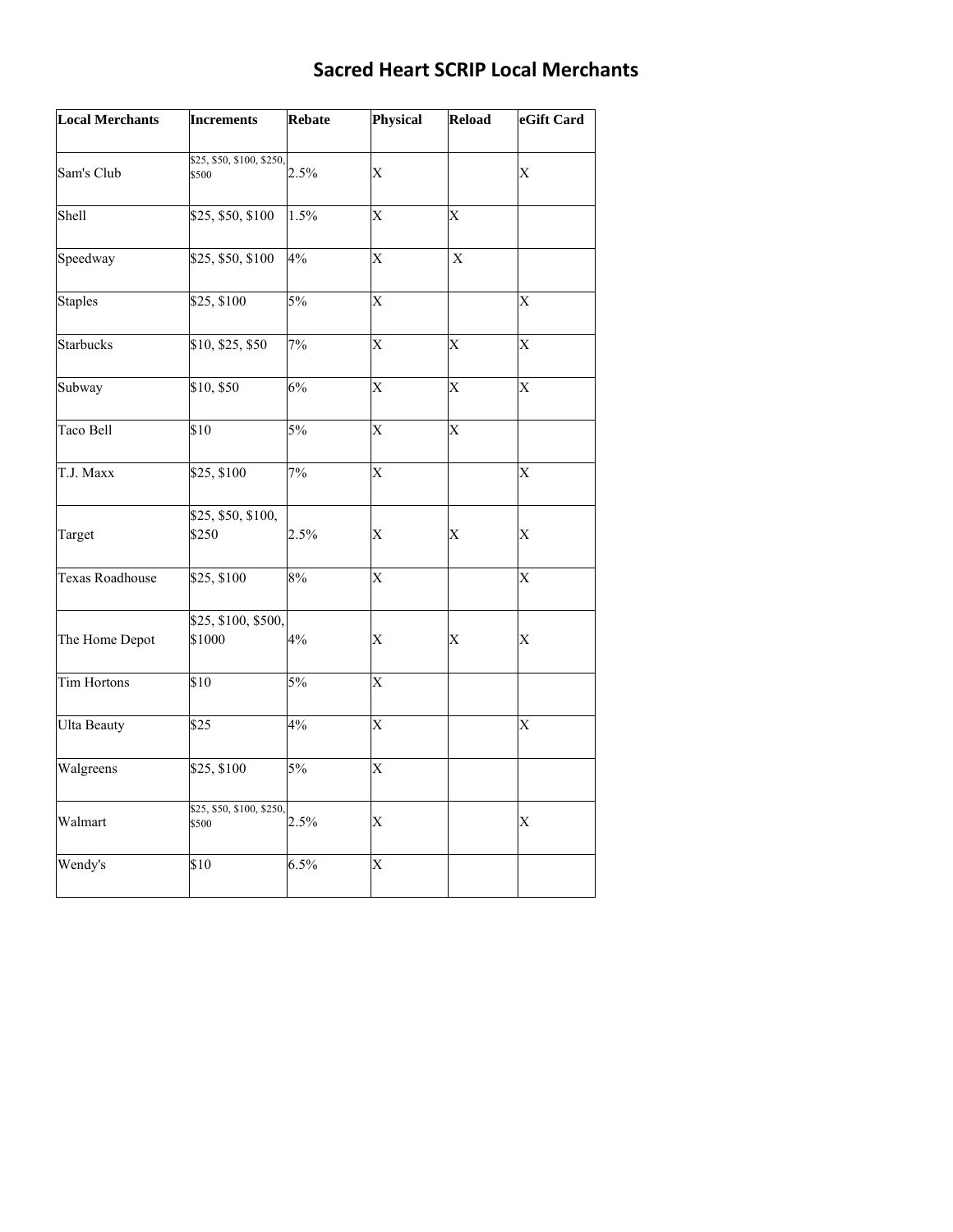# Sacred Heart SCRIP Local Merchants

| Local Merchants | Increments | Rebate | Physical | Reload | eGift Card |
|---|---|---|---|---|---|
| Sam's Club | $25, $50, $100, $250, $500 | 2.5% | X | | X |
| Shell | $25, $50, $100 | 1.5% | X | X | |
| Speedway | $25, $50, $100 | 4% | X | X | |
| Staples | $25, $100 | 5% | X | | X |
| Starbucks | $10, $25, $50 | 7% | X | X | X |
| Subway | $10, $50 | 6% | X | X | X |
| Taco Bell | $10 | 5% | X | X | |
| T.J. Maxx | $25, $100 | 7% | X | | X |
| Target | $25, $50, $100, $250 | 2.5% | X | X | X |
| Texas Roadhouse | $25, $100 | 8% | X | | X |
| The Home Depot | $25, $100, $500, $1000 | 4% | X | X | X |
| Tim Hortons | $10 | 5% | X | | |
| Ulta Beauty | $25 | 4% | X | | X |
| Walgreens | $25, $100 | 5% | X | | |
| Walmart | $25, $50, $100, $250, $500 | 2.5% | X | | X |
| Wendy's | $10 | 6.5% | X | | |